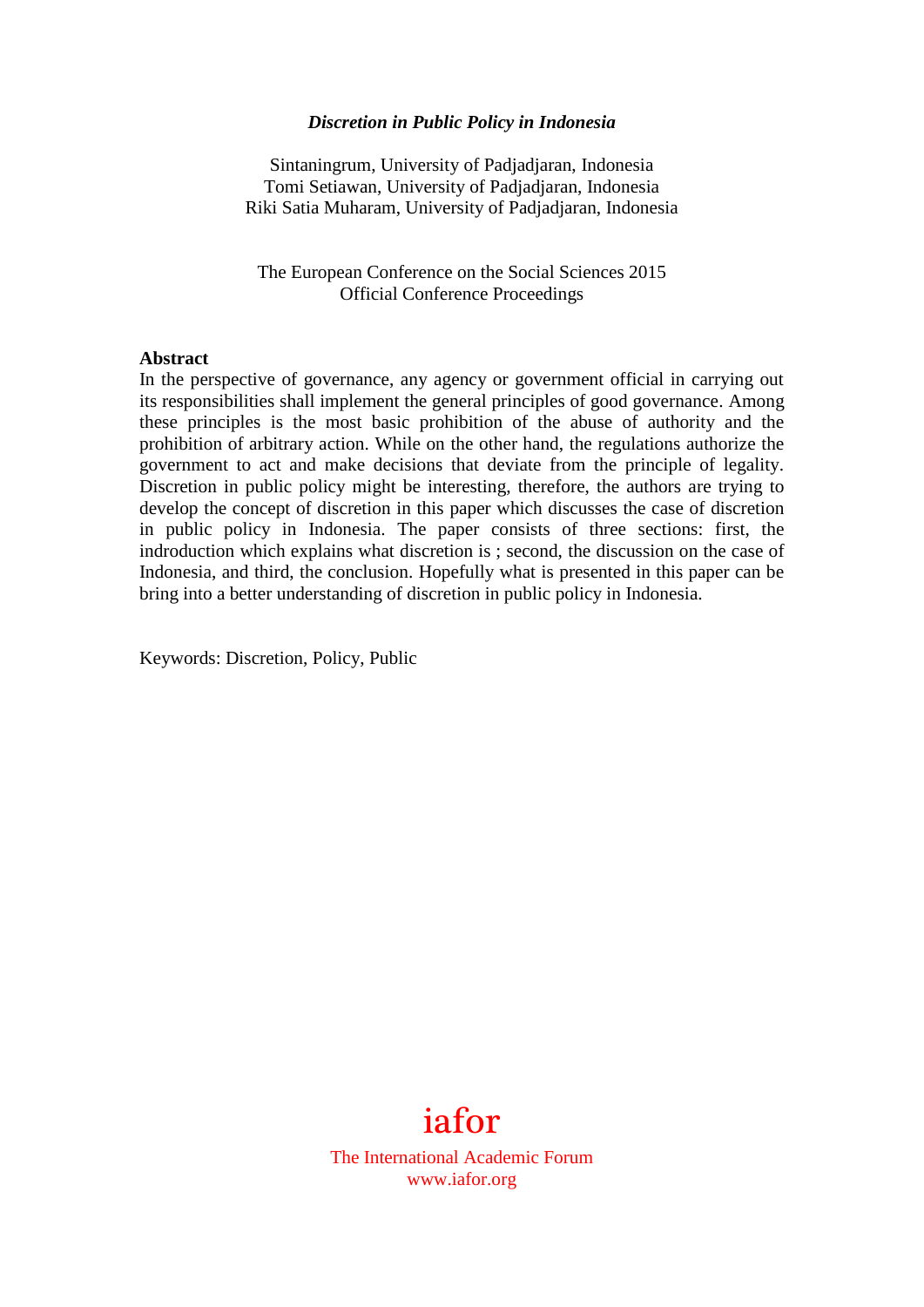# *Discretion in Public Policy in Indonesia*

Sintaningrum, University of Padjadjaran, Indonesia
Tomi Setiawan, University of Padjadjaran, Indonesia
Riki Satia Muharam, University of Padjadjaran, Indonesia

The European Conference on the Social Sciences 2015
Official Conference Proceedings

**Abstract**

In the perspective of governance, any agency or government official in carrying out its responsibilities shall implement the general principles of good governance. Among these principles is the most basic prohibition of the abuse of authority and the prohibition of arbitrary action. While on the other hand, the regulations authorize the government to act and make decisions that deviate from the principle of legality. Discretion in public policy might be interesting, therefore, the authors are trying to develop the concept of discretion in this paper which discusses the case of discretion in public policy in Indonesia. The paper consists of three sections: first, the indroduction which explains what discretion is ; second, the discussion on the case of Indonesia, and third, the conclusion. Hopefully what is presented in this paper can be bring into a better understanding of discretion in public policy in Indonesia.

Keywords: Discretion, Policy, Public

iafor

The International Academic Forum
www.iafor.org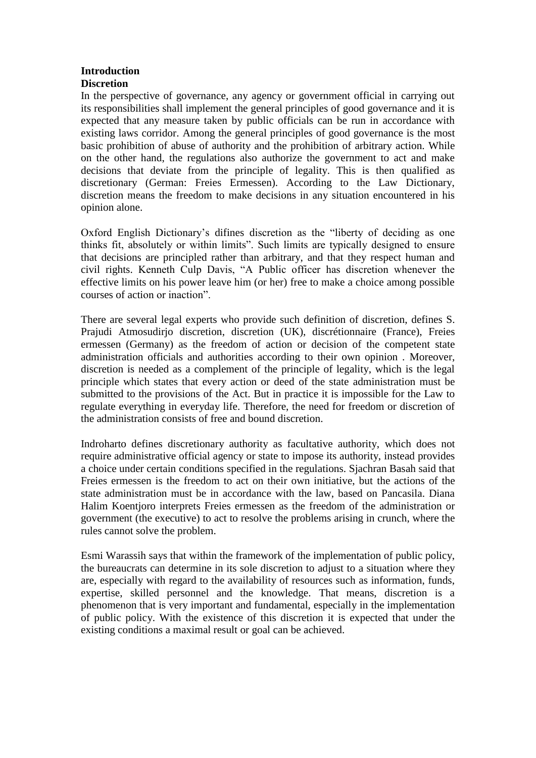**Introduction**

**Discretion**

In the perspective of governance, any agency or government official in carrying out its responsibilities shall implement the general principles of good governance and it is expected that any measure taken by public officials can be run in accordance with existing laws corridor. Among the general principles of good governance is the most basic prohibition of abuse of authority and the prohibition of arbitrary action. While on the other hand, the regulations also authorize the government to act and make decisions that deviate from the principle of legality. This is then qualified as discretionary (German: Freies Ermessen). According to the Law Dictionary, discretion means the freedom to make decisions in any situation encountered in his opinion alone.

Oxford English Dictionary's difines discretion as the "liberty of deciding as one thinks fit, absolutely or within limits". Such limits are typically designed to ensure that decisions are principled rather than arbitrary, and that they respect human and civil rights. Kenneth Culp Davis, "A Public officer has discretion whenever the effective limits on his power leave him (or her) free to make a choice among possible courses of action or inaction".

There are several legal experts who provide such definition of discretion, defines S. Prajudi Atmosudirjo discretion, discretion (UK), discrétionnaire (France), Freies ermessen (Germany) as the freedom of action or decision of the competent state administration officials and authorities according to their own opinion . Moreover, discretion is needed as a complement of the principle of legality, which is the legal principle which states that every action or deed of the state administration must be submitted to the provisions of the Act. But in practice it is impossible for the Law to regulate everything in everyday life. Therefore, the need for freedom or discretion of the administration consists of free and bound discretion.

Indroharto defines discretionary authority as facultative authority, which does not require administrative official agency or state to impose its authority, instead provides a choice under certain conditions specified in the regulations. Sjachran Basah said that Freies ermessen is the freedom to act on their own initiative, but the actions of the state administration must be in accordance with the law, based on Pancasila. Diana Halim Koentjoro interprets Freies ermessen as the freedom of the administration or government (the executive) to act to resolve the problems arising in crunch, where the rules cannot solve the problem.

Esmi Warassih says that within the framework of the implementation of public policy, the bureaucrats can determine in its sole discretion to adjust to a situation where they are, especially with regard to the availability of resources such as information, funds, expertise, skilled personnel and the knowledge. That means, discretion is a phenomenon that is very important and fundamental, especially in the implementation of public policy. With the existence of this discretion it is expected that under the existing conditions a maximal result or goal can be achieved.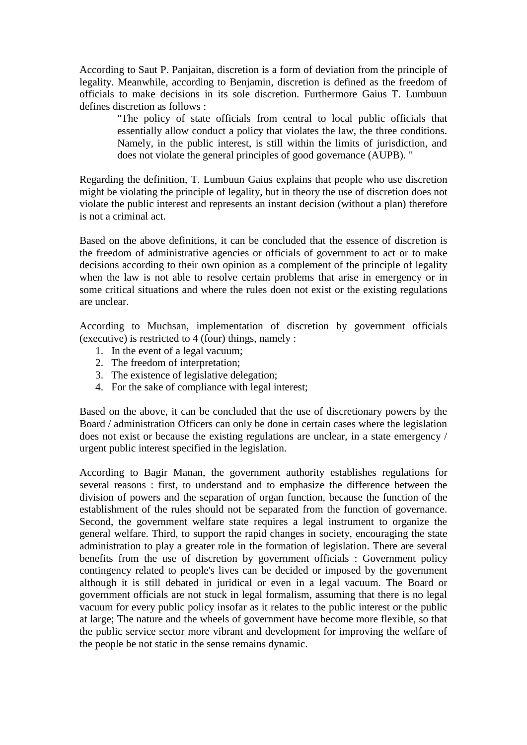According to Saut P. Panjaitan, discretion is a form of deviation from the principle of legality. Meanwhile, according to Benjamin, discretion is defined as the freedom of officials to make decisions in its sole discretion. Furthermore Gaius T. Lumbuun defines discretion as follows :

> "The policy of state officials from central to local public officials that essentially allow conduct a policy that violates the law, the three conditions. Namely, in the public interest, is still within the limits of jurisdiction, and does not violate the general principles of good governance (AUPB). "

Regarding the definition, T. Lumbuun Gaius explains that people who use discretion might be violating the principle of legality, but in theory the use of discretion does not violate the public interest and represents an instant decision (without a plan) therefore is not a criminal act.

Based on the above definitions, it can be concluded that the essence of discretion is the freedom of administrative agencies or officials of government to act or to make decisions according to their own opinion as a complement of the principle of legality when the law is not able to resolve certain problems that arise in emergency or in some critical situations and where the rules doen not exist or the existing regulations are unclear.

According to Muchsan, implementation of discretion by government officials (executive) is restricted to 4 (four) things, namely :

1. In the event of a legal vacuum;
2. The freedom of interpretation;
3. The existence of legislative delegation;
4. For the sake of compliance with legal interest;

Based on the above, it can be concluded that the use of discretionary powers by the Board / administration Officers can only be done in certain cases where the legislation does not exist or because the existing regulations are unclear, in a state emergency / urgent public interest specified in the legislation.

According to Bagir Manan, the government authority establishes regulations for several reasons : first, to understand and to emphasize the difference between the division of powers and the separation of organ function, because the function of the establishment of the rules should not be separated from the function of governance. Second, the government welfare state requires a legal instrument to organize the general welfare. Third, to support the rapid changes in society, encouraging the state administration to play a greater role in the formation of legislation. There are several benefits from the use of discretion by government officials : Government policy contingency related to people's lives can be decided or imposed by the government although it is still debated in juridical or even in a legal vacuum. The Board or government officials are not stuck in legal formalism, assuming that there is no legal vacuum for every public policy insofar as it relates to the public interest or the public at large; The nature and the wheels of government have become more flexible, so that the public service sector more vibrant and development for improving the welfare of the people be not static in the sense remains dynamic.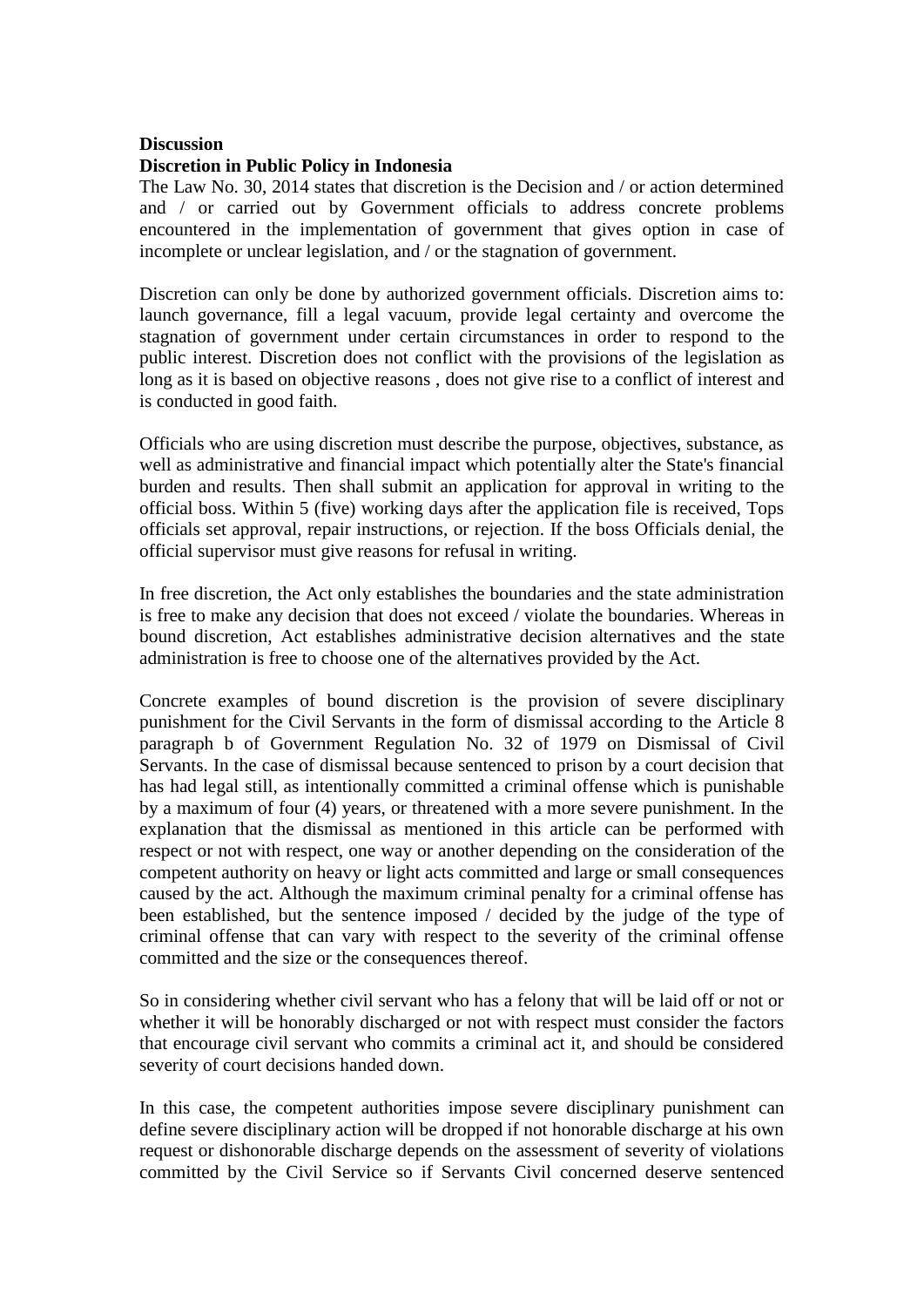**Discussion**

**Discretion in Public Policy in Indonesia**

The Law No. 30, 2014 states that discretion is the Decision and / or action determined and / or carried out by Government officials to address concrete problems encountered in the implementation of government that gives option in case of incomplete or unclear legislation, and / or the stagnation of government.

Discretion can only be done by authorized government officials. Discretion aims to: launch governance, fill a legal vacuum, provide legal certainty and overcome the stagnation of government under certain circumstances in order to respond to the public interest. Discretion does not conflict with the provisions of the legislation as long as it is based on objective reasons , does not give rise to a conflict of interest and is conducted in good faith.

Officials who are using discretion must describe the purpose, objectives, substance, as well as administrative and financial impact which potentially alter the State's financial burden and results. Then shall submit an application for approval in writing to the official boss. Within 5 (five) working days after the application file is received, Tops officials set approval, repair instructions, or rejection. If the boss Officials denial, the official supervisor must give reasons for refusal in writing.

In free discretion, the Act only establishes the boundaries and the state administration is free to make any decision that does not exceed / violate the boundaries. Whereas in bound discretion, Act establishes administrative decision alternatives and the state administration is free to choose one of the alternatives provided by the Act.

Concrete examples of bound discretion is the provision of severe disciplinary punishment for the Civil Servants in the form of dismissal according to the Article 8 paragraph b of Government Regulation No. 32 of 1979 on Dismissal of Civil Servants. In the case of dismissal because sentenced to prison by a court decision that has had legal still, as intentionally committed a criminal offense which is punishable by a maximum of four (4) years, or threatened with a more severe punishment. In the explanation that the dismissal as mentioned in this article can be performed with respect or not with respect, one way or another depending on the consideration of the competent authority on heavy or light acts committed and large or small consequences caused by the act. Although the maximum criminal penalty for a criminal offense has been established, but the sentence imposed / decided by the judge of the type of criminal offense that can vary with respect to the severity of the criminal offense committed and the size or the consequences thereof.

So in considering whether civil servant who has a felony that will be laid off or not or whether it will be honorably discharged or not with respect must consider the factors that encourage civil servant who commits a criminal act it, and should be considered severity of court decisions handed down.

In this case, the competent authorities impose severe disciplinary punishment can define severe disciplinary action will be dropped if not honorable discharge at his own request or dishonorable discharge depends on the assessment of severity of violations committed by the Civil Service so if Servants Civil concerned deserve sentenced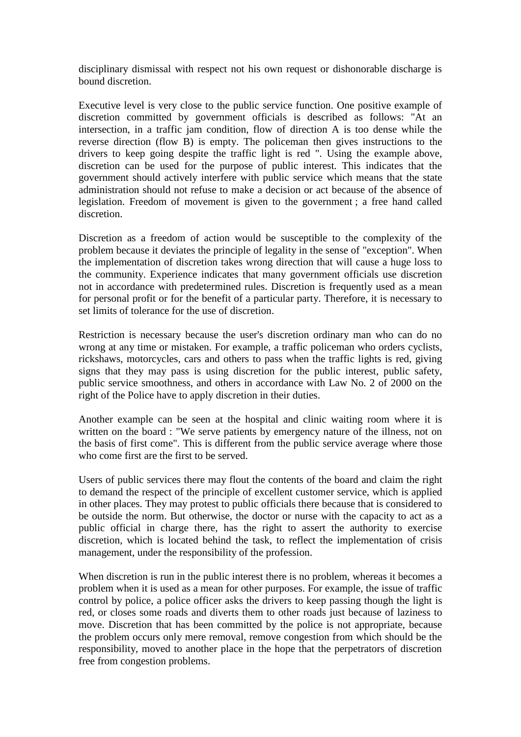disciplinary dismissal with respect not his own request or dishonorable discharge is bound discretion.

Executive level is very close to the public service function. One positive example of discretion committed by government officials is described as follows: "At an intersection, in a traffic jam condition, flow of direction A is too dense while the reverse direction (flow B) is empty. The policeman then gives instructions to the drivers to keep going despite the traffic light is red ". Using the example above, discretion can be used for the purpose of public interest. This indicates that the government should actively interfere with public service which means that the state administration should not refuse to make a decision or act because of the absence of legislation. Freedom of movement is given to the government ; a free hand called discretion.

Discretion as a freedom of action would be susceptible to the complexity of the problem because it deviates the principle of legality in the sense of "exception". When the implementation of discretion takes wrong direction that will cause a huge loss to the community. Experience indicates that many government officials use discretion not in accordance with predetermined rules. Discretion is frequently used as a mean for personal profit or for the benefit of a particular party. Therefore, it is necessary to set limits of tolerance for the use of discretion.

Restriction is necessary because the user's discretion ordinary man who can do no wrong at any time or mistaken. For example, a traffic policeman who orders cyclists, rickshaws, motorcycles, cars and others to pass when the traffic lights is red, giving signs that they may pass is using discretion for the public interest, public safety, public service smoothness, and others in accordance with Law No. 2 of 2000 on the right of the Police have to apply discretion in their duties.

Another example can be seen at the hospital and clinic waiting room where it is written on the board : "We serve patients by emergency nature of the illness, not on the basis of first come". This is different from the public service average where those who come first are the first to be served.

Users of public services there may flout the contents of the board and claim the right to demand the respect of the principle of excellent customer service, which is applied in other places. They may protest to public officials there because that is considered to be outside the norm. But otherwise, the doctor or nurse with the capacity to act as a public official in charge there, has the right to assert the authority to exercise discretion, which is located behind the task, to reflect the implementation of crisis management, under the responsibility of the profession.

When discretion is run in the public interest there is no problem, whereas it becomes a problem when it is used as a mean for other purposes. For example, the issue of traffic control by police, a police officer asks the drivers to keep passing though the light is red, or closes some roads and diverts them to other roads just because of laziness to move. Discretion that has been committed by the police is not appropriate, because the problem occurs only mere removal, remove congestion from which should be the responsibility, moved to another place in the hope that the perpetrators of discretion free from congestion problems.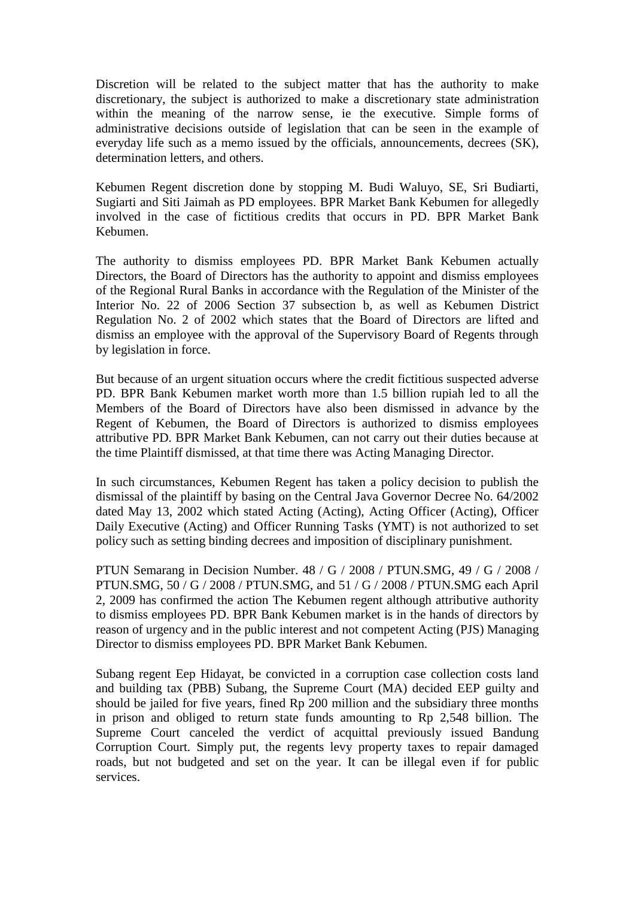Discretion will be related to the subject matter that has the authority to make discretionary, the subject is authorized to make a discretionary state administration within the meaning of the narrow sense, ie the executive. Simple forms of administrative decisions outside of legislation that can be seen in the example of everyday life such as a memo issued by the officials, announcements, decrees (SK), determination letters, and others.

Kebumen Regent discretion done by stopping M. Budi Waluyo, SE, Sri Budiarti, Sugiarti and Siti Jaimah as PD employees. BPR Market Bank Kebumen for allegedly involved in the case of fictitious credits that occurs in PD. BPR Market Bank Kebumen.

The authority to dismiss employees PD. BPR Market Bank Kebumen actually Directors, the Board of Directors has the authority to appoint and dismiss employees of the Regional Rural Banks in accordance with the Regulation of the Minister of the Interior No. 22 of 2006 Section 37 subsection b, as well as Kebumen District Regulation No. 2 of 2002 which states that the Board of Directors are lifted and dismiss an employee with the approval of the Supervisory Board of Regents through by legislation in force.

But because of an urgent situation occurs where the credit fictitious suspected adverse PD. BPR Bank Kebumen market worth more than 1.5 billion rupiah led to all the Members of the Board of Directors have also been dismissed in advance by the Regent of Kebumen, the Board of Directors is authorized to dismiss employees attributive PD. BPR Market Bank Kebumen, can not carry out their duties because at the time Plaintiff dismissed, at that time there was Acting Managing Director.

In such circumstances, Kebumen Regent has taken a policy decision to publish the dismissal of the plaintiff by basing on the Central Java Governor Decree No. 64/2002 dated May 13, 2002 which stated Acting (Acting), Acting Officer (Acting), Officer Daily Executive (Acting) and Officer Running Tasks (YMT) is not authorized to set policy such as setting binding decrees and imposition of disciplinary punishment.

PTUN Semarang in Decision Number. 48 / G / 2008 / PTUN.SMG, 49 / G / 2008 / PTUN.SMG, 50 / G / 2008 / PTUN.SMG, and 51 / G / 2008 / PTUN.SMG each April 2, 2009 has confirmed the action The Kebumen regent although attributive authority to dismiss employees PD. BPR Bank Kebumen market is in the hands of directors by reason of urgency and in the public interest and not competent Acting (PJS) Managing Director to dismiss employees PD. BPR Market Bank Kebumen.

Subang regent Eep Hidayat, be convicted in a corruption case collection costs land and building tax (PBB) Subang, the Supreme Court (MA) decided EEP guilty and should be jailed for five years, fined Rp 200 million and the subsidiary three months in prison and obliged to return state funds amounting to Rp 2,548 billion. The Supreme Court canceled the verdict of acquittal previously issued Bandung Corruption Court. Simply put, the regents levy property taxes to repair damaged roads, but not budgeted and set on the year. It can be illegal even if for public services.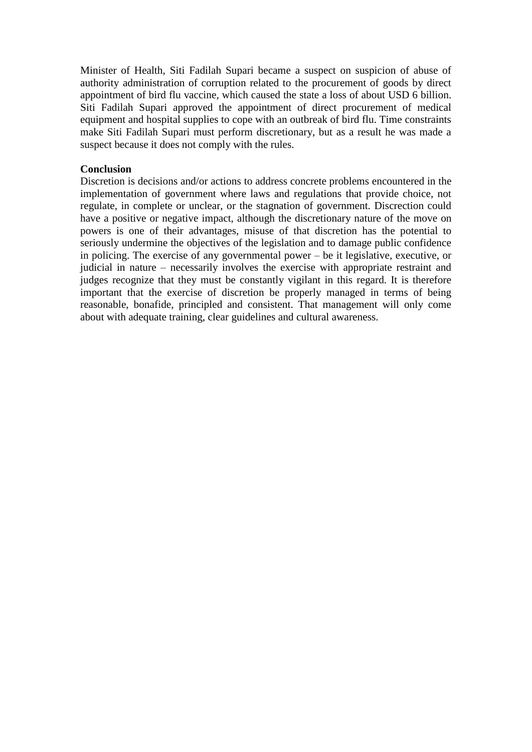Minister of Health, Siti Fadilah Supari became a suspect on suspicion of abuse of authority administration of corruption related to the procurement of goods by direct appointment of bird flu vaccine, which caused the state a loss of about USD 6 billion. Siti Fadilah Supari approved the appointment of direct procurement of medical equipment and hospital supplies to cope with an outbreak of bird flu. Time constraints make Siti Fadilah Supari must perform discretionary, but as a result he was made a suspect because it does not comply with the rules.

**Conclusion**

Discretion is decisions and/or actions to address concrete problems encountered in the implementation of government where laws and regulations that provide choice, not regulate, in complete or unclear, or the stagnation of government. Discrection could have a positive or negative impact, although the discretionary nature of the move on powers is one of their advantages, misuse of that discretion has the potential to seriously undermine the objectives of the legislation and to damage public confidence in policing. The exercise of any governmental power – be it legislative, executive, or judicial in nature – necessarily involves the exercise with appropriate restraint and judges recognize that they must be constantly vigilant in this regard. It is therefore important that the exercise of discretion be properly managed in terms of being reasonable, bonafide, principled and consistent. That management will only come about with adequate training, clear guidelines and cultural awareness.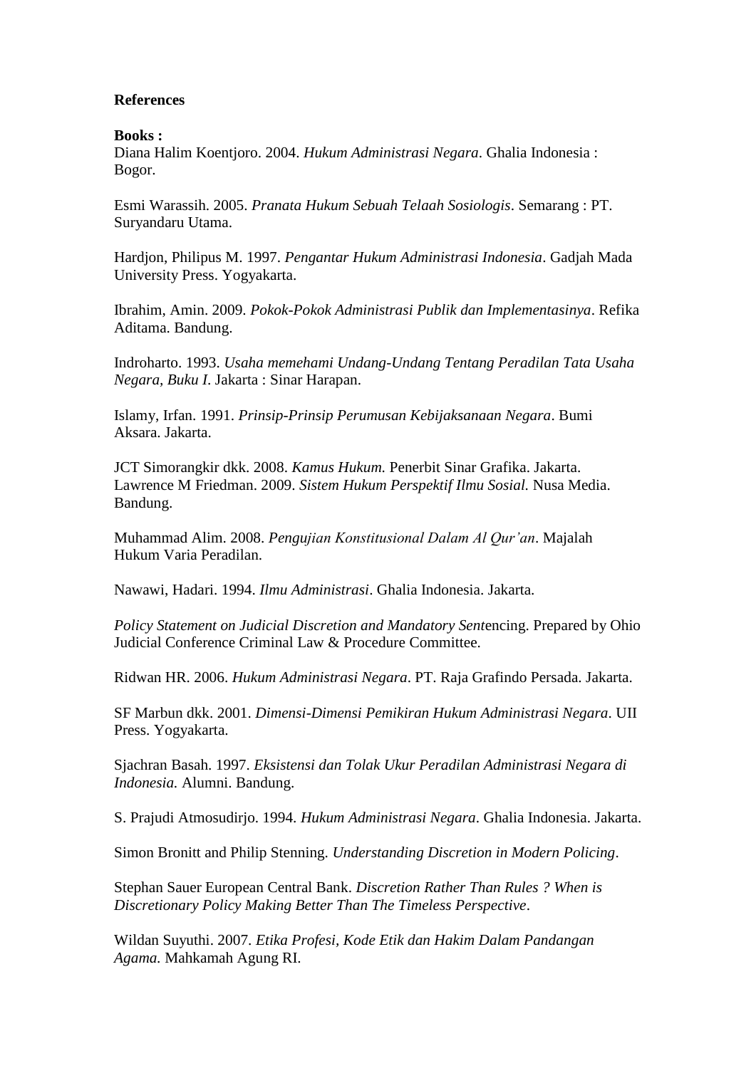**References**

**Books :**

Diana Halim Koentjoro. 2004. *Hukum Administrasi Negara*. Ghalia Indonesia : Bogor.

Esmi Warassih. 2005. *Pranata Hukum Sebuah Telaah Sosiologis*. Semarang : PT. Suryandaru Utama.

Hardjon, Philipus M. 1997. *Pengantar Hukum Administrasi Indonesia*. Gadjah Mada University Press. Yogyakarta.

Ibrahim, Amin. 2009. *Pokok-Pokok Administrasi Publik dan Implementasinya*. Refika Aditama. Bandung.

Indroharto. 1993. *Usaha memehami Undang-Undang Tentang Peradilan Tata Usaha Negara, Buku I*. Jakarta : Sinar Harapan.

Islamy, Irfan. 1991. *Prinsip-Prinsip Perumusan Kebijaksanaan Negara*. Bumi Aksara. Jakarta.

JCT Simorangkir dkk. 2008. *Kamus Hukum.* Penerbit Sinar Grafika. Jakarta.
Lawrence M Friedman. 2009. *Sistem Hukum Perspektif Ilmu Sosial.* Nusa Media. Bandung.

Muhammad Alim. 2008. *Pengujian Konstitusional Dalam Al Qur'an*. Majalah Hukum Varia Peradilan.

Nawawi, Hadari. 1994. *Ilmu Administrasi*. Ghalia Indonesia. Jakarta.

*Policy Statement on Judicial Discretion and Mandatory Sent*encing. Prepared by Ohio Judicial Conference Criminal Law & Procedure Committee.

Ridwan HR. 2006. *Hukum Administrasi Negara*. PT. Raja Grafindo Persada. Jakarta.

SF Marbun dkk. 2001. *Dimensi-Dimensi Pemikiran Hukum Administrasi Negara*. UII Press. Yogyakarta.

Sjachran Basah. 1997. *Eksistensi dan Tolak Ukur Peradilan Administrasi Negara di Indonesia.* Alumni. Bandung.

S. Prajudi Atmosudirjo. 1994. *Hukum Administrasi Negara*. Ghalia Indonesia. Jakarta.

Simon Bronitt and Philip Stenning. *Understanding Discretion in Modern Policing*.

Stephan Sauer European Central Bank. *Discretion Rather Than Rules ? When is Discretionary Policy Making Better Than The Timeless Perspective*.

Wildan Suyuthi. 2007. *Etika Profesi, Kode Etik dan Hakim Dalam Pandangan Agama.* Mahkamah Agung RI.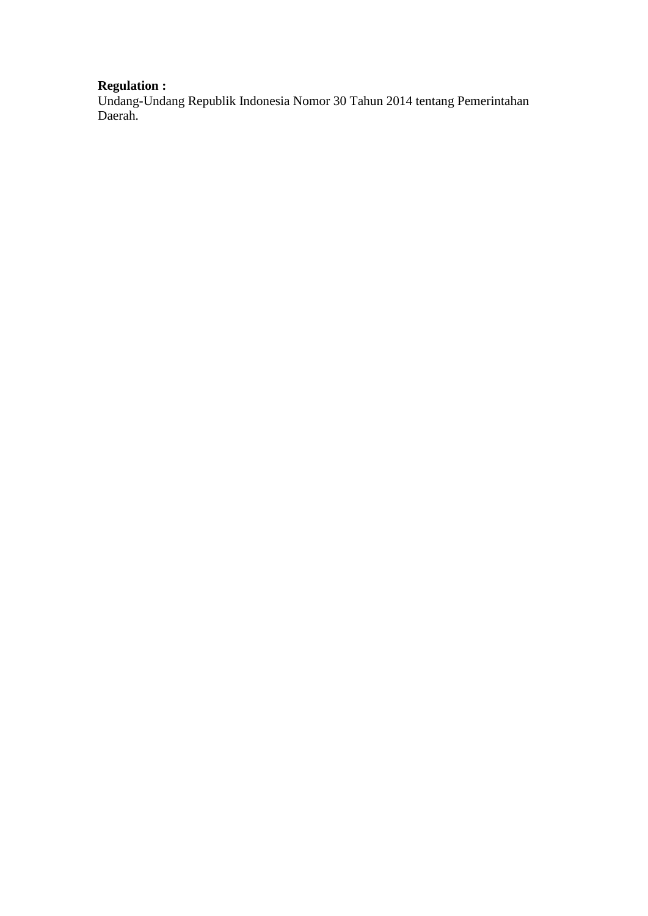**Regulation :**

Undang-Undang Republik Indonesia Nomor 30 Tahun 2014 tentang Pemerintahan Daerah.